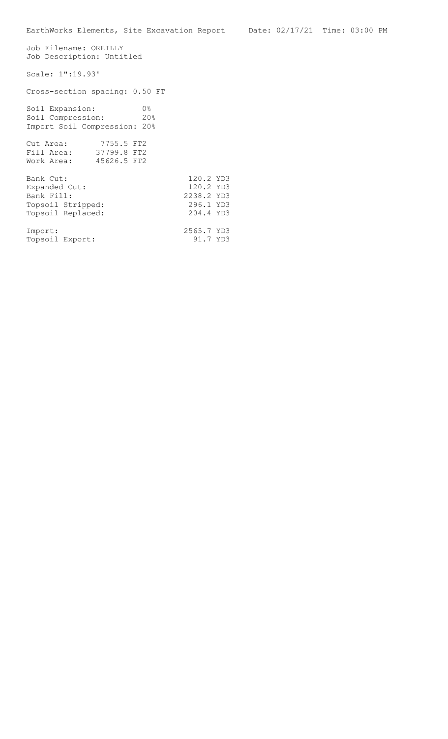EarthWorks Elements, Site Excavation Report    Date: 02/17/21  Time: 03:00 PM

Job Filename: OREILLY
Job Description: Untitled

Scale: 1":19.93'

Cross-section spacing: 0.50 FT

| | |
|---|---|
| Soil Expansion: | 0% |
| Soil Compression: | 20% |
| Import Soil Compression: | 20% |

| | |
|---|---|
| Cut Area: | 7755.5 FT2 |
| Fill Area: | 37799.8 FT2 |
| Work Area: | 45626.5 FT2 |

| | |
|---|---|
| Bank Cut: | 120.2 YD3 |
| Expanded Cut: | 120.2 YD3 |
| Bank Fill: | 2238.2 YD3 |
| Topsoil Stripped: | 296.1 YD3 |
| Topsoil Replaced: | 204.4 YD3 |

| | |
|---|---|
| Import: | 2565.7 YD3 |
| Topsoil Export: | 91.7 YD3 |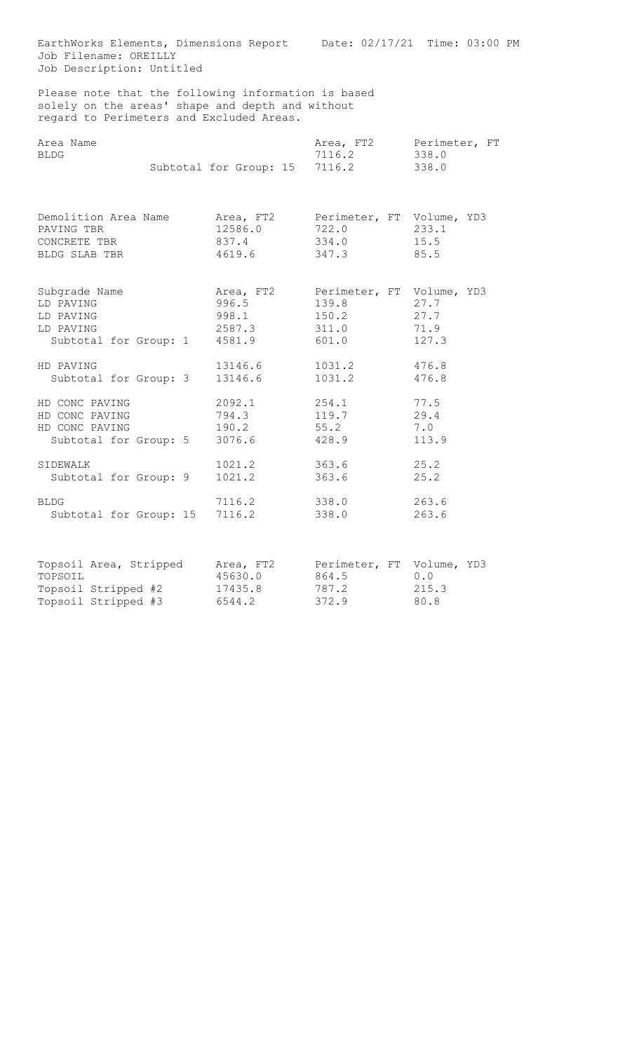EarthWorks Elements, Dimensions Report Date: 02/17/21 Time: 03:00 PM
Job Filename: OREILLY
Job Description: Untitled

Please note that the following information is based solely on the areas' shape and depth and without regard to Perimeters and Excluded Areas.

| Area Name | | Area, FT2 | Perimeter, FT |
|---|---|---|---|
| BLDG | | 7116.2 | 338.0 |
| | Subtotal for Group: 15 | 7116.2 | 338.0 |

| Demolition Area Name | Area, FT2 | Perimeter, FT | Volume, YD3 |
|---|---|---|---|
| PAVING TBR | 12586.0 | 722.0 | 233.1 |
| CONCRETE TBR | 837.4 | 334.0 | 15.5 |
| BLDG SLAB TBR | 4619.6 | 347.3 | 85.5 |

| Subgrade Name | Area, FT2 | Perimeter, FT | Volume, YD3 |
|---|---|---|---|
| LD PAVING | 996.5 | 139.8 | 27.7 |
| LD PAVING | 998.1 | 150.2 | 27.7 |
| LD PAVING | 2587.3 | 311.0 | 71.9 |
| Subtotal for Group: 1 | 4581.9 | 601.0 | 127.3 |
| HD PAVING | 13146.6 | 1031.2 | 476.8 |
| Subtotal for Group: 3 | 13146.6 | 1031.2 | 476.8 |
| HD CONC PAVING | 2092.1 | 254.1 | 77.5 |
| HD CONC PAVING | 794.3 | 119.7 | 29.4 |
| HD CONC PAVING | 190.2 | 55.2 | 7.0 |
| Subtotal for Group: 5 | 3076.6 | 428.9 | 113.9 |
| SIDEWALK | 1021.2 | 363.6 | 25.2 |
| Subtotal for Group: 9 | 1021.2 | 363.6 | 25.2 |
| BLDG | 7116.2 | 338.0 | 263.6 |
| Subtotal for Group: 15 | 7116.2 | 338.0 | 263.6 |

| Topsoil Area, Stripped | Area, FT2 | Perimeter, FT | Volume, YD3 |
|---|---|---|---|
| TOPSOIL | 45630.0 | 864.5 | 0.0 |
| Topsoil Stripped #2 | 17435.8 | 787.2 | 215.3 |
| Topsoil Stripped #3 | 6544.2 | 372.9 | 80.8 |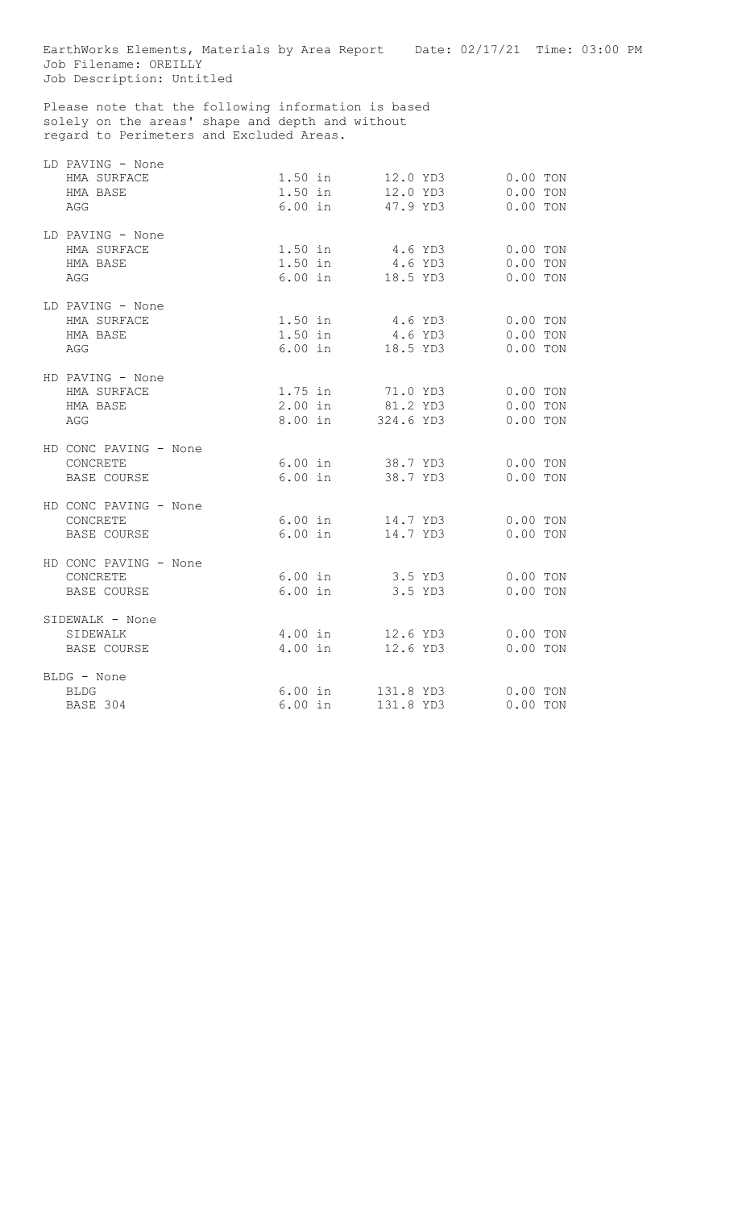EarthWorks Elements, Materials by Area Report Date: 02/17/21 Time: 03:00 PM
Job Filename: OREILLY
Job Description: Untitled

Please note that the following information is based solely on the areas' shape and depth and without regard to Perimeters and Excluded Areas.

| | | | |
|---|---|---|---|
| **LD PAVING - None** | | | |
| HMA SURFACE | 1.50 in | 12.0 YD3 | 0.00 TON |
| HMA BASE | 1.50 in | 12.0 YD3 | 0.00 TON |
| AGG | 6.00 in | 47.9 YD3 | 0.00 TON |
| **LD PAVING - None** | | | |
| HMA SURFACE | 1.50 in | 4.6 YD3 | 0.00 TON |
| HMA BASE | 1.50 in | 4.6 YD3 | 0.00 TON |
| AGG | 6.00 in | 18.5 YD3 | 0.00 TON |
| **LD PAVING - None** | | | |
| HMA SURFACE | 1.50 in | 4.6 YD3 | 0.00 TON |
| HMA BASE | 1.50 in | 4.6 YD3 | 0.00 TON |
| AGG | 6.00 in | 18.5 YD3 | 0.00 TON |
| **HD PAVING - None** | | | |
| HMA SURFACE | 1.75 in | 71.0 YD3 | 0.00 TON |
| HMA BASE | 2.00 in | 81.2 YD3 | 0.00 TON |
| AGG | 8.00 in | 324.6 YD3 | 0.00 TON |
| **HD CONC PAVING - None** | | | |
| CONCRETE | 6.00 in | 38.7 YD3 | 0.00 TON |
| BASE COURSE | 6.00 in | 38.7 YD3 | 0.00 TON |
| **HD CONC PAVING - None** | | | |
| CONCRETE | 6.00 in | 14.7 YD3 | 0.00 TON |
| BASE COURSE | 6.00 in | 14.7 YD3 | 0.00 TON |
| **HD CONC PAVING - None** | | | |
| CONCRETE | 6.00 in | 3.5 YD3 | 0.00 TON |
| BASE COURSE | 6.00 in | 3.5 YD3 | 0.00 TON |
| **SIDEWALK - None** | | | |
| SIDEWALK | 4.00 in | 12.6 YD3 | 0.00 TON |
| BASE COURSE | 4.00 in | 12.6 YD3 | 0.00 TON |
| **BLDG - None** | | | |
| BLDG | 6.00 in | 131.8 YD3 | 0.00 TON |
| BASE 304 | 6.00 in | 131.8 YD3 | 0.00 TON |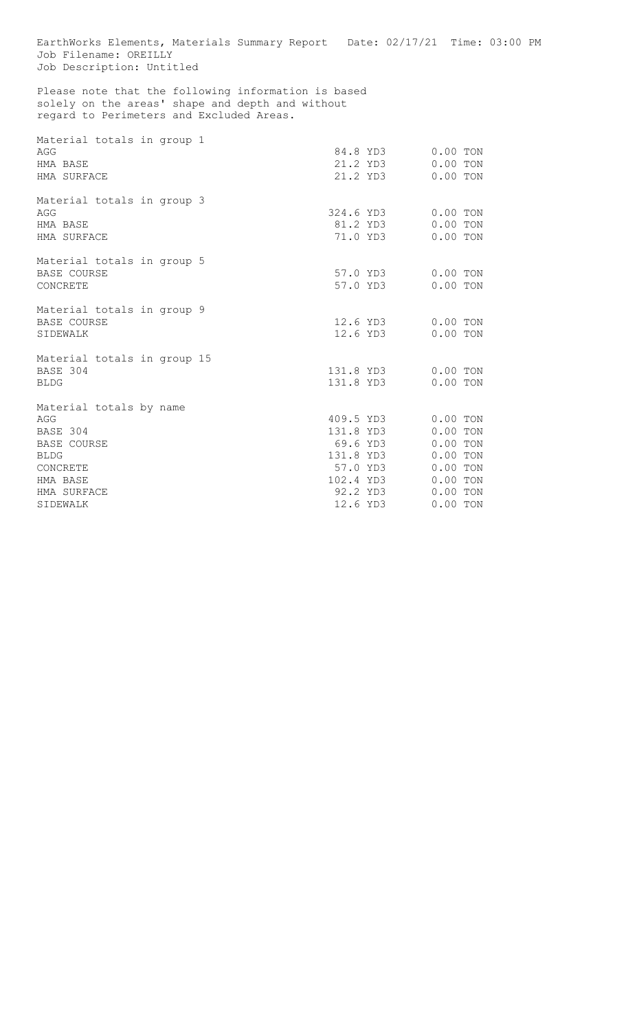EarthWorks Elements, Materials Summary Report Date: 02/17/21 Time: 03:00 PM
Job Filename: OREILLY
Job Description: Untitled

Please note that the following information is based solely on the areas' shape and depth and without regard to Perimeters and Excluded Areas.

**Material totals in group 1**

| | | |
|---|---|---|
| AGG | 84.8 YD3 | 0.00 TON |
| HMA BASE | 21.2 YD3 | 0.00 TON |
| HMA SURFACE | 21.2 YD3 | 0.00 TON |

**Material totals in group 3**

| | | |
|---|---|---|
| AGG | 324.6 YD3 | 0.00 TON |
| HMA BASE | 81.2 YD3 | 0.00 TON |
| HMA SURFACE | 71.0 YD3 | 0.00 TON |

**Material totals in group 5**

| | | |
|---|---|---|
| BASE COURSE | 57.0 YD3 | 0.00 TON |
| CONCRETE | 57.0 YD3 | 0.00 TON |

**Material totals in group 9**

| | | |
|---|---|---|
| BASE COURSE | 12.6 YD3 | 0.00 TON |
| SIDEWALK | 12.6 YD3 | 0.00 TON |

**Material totals in group 15**

| | | |
|---|---|---|
| BASE 304 | 131.8 YD3 | 0.00 TON |
| BLDG | 131.8 YD3 | 0.00 TON |

**Material totals by name**

| | | |
|---|---|---|
| AGG | 409.5 YD3 | 0.00 TON |
| BASE 304 | 131.8 YD3 | 0.00 TON |
| BASE COURSE | 69.6 YD3 | 0.00 TON |
| BLDG | 131.8 YD3 | 0.00 TON |
| CONCRETE | 57.0 YD3 | 0.00 TON |
| HMA BASE | 102.4 YD3 | 0.00 TON |
| HMA SURFACE | 92.2 YD3 | 0.00 TON |
| SIDEWALK | 12.6 YD3 | 0.00 TON |